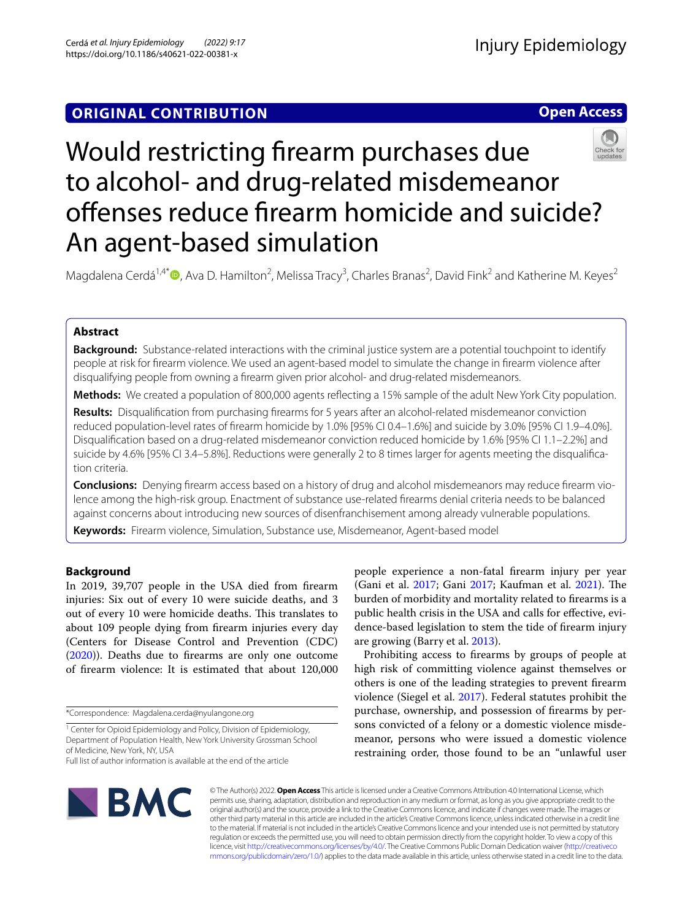ORIGINAL CONTRIBUTION

Open Access

# Would restricting firearm purchases due to alcohol- and drug-related misdemeanor offenses reduce firearm homicide and suicide? An agent-based simulation

Magdalena Cerdá[1,4*], Ava D. Hamilton[2], Melissa Tracy[3], Charles Branas[2], David Fink[2] and Katherine M. Keyes[2]

## Abstract

**Background:** Substance-related interactions with the criminal justice system are a potential touchpoint to identify people at risk for firearm violence. We used an agent-based model to simulate the change in firearm violence after disqualifying people from owning a firearm given prior alcohol- and drug-related misdemeanors.

**Methods:** We created a population of 800,000 agents reflecting a 15% sample of the adult New York City population.

**Results:** Disqualification from purchasing firearms for 5 years after an alcohol-related misdemeanor conviction reduced population-level rates of firearm homicide by 1.0% [95% CI 0.4–1.6%] and suicide by 3.0% [95% CI 1.9–4.0%]. Disqualification based on a drug-related misdemeanor conviction reduced homicide by 1.6% [95% CI 1.1–2.2%] and suicide by 4.6% [95% CI 3.4–5.8%]. Reductions were generally 2 to 8 times larger for agents meeting the disqualification criteria.

**Conclusions:** Denying firearm access based on a history of drug and alcohol misdemeanors may reduce firearm violence among the high-risk group. Enactment of substance use-related firearms denial criteria needs to be balanced against concerns about introducing new sources of disenfranchisement among already vulnerable populations.

**Keywords:** Firearm violence, Simulation, Substance use, Misdemeanor, Agent-based model

## Background

In 2019, 39,707 people in the USA died from firearm injuries: Six out of every 10 were suicide deaths, and 3 out of every 10 were homicide deaths. This translates to about 109 people dying from firearm injuries every day (Centers for Disease Control and Prevention (CDC) (2020)). Deaths due to firearms are only one outcome of firearm violence: It is estimated that about 120,000 people experience a non-fatal firearm injury per year (Gani et al. 2017; Gani 2017; Kaufman et al. 2021). The burden of morbidity and mortality related to firearms is a public health crisis in the USA and calls for effective, evidence-based legislation to stem the tide of firearm injury are growing (Barry et al. 2013).

Prohibiting access to firearms by groups of people at high risk of committing violence against themselves or others is one of the leading strategies to prevent firearm violence (Siegel et al. 2017). Federal statutes prohibit the purchase, ownership, and possession of firearms by persons convicted of a felony or a domestic violence misdemeanor, persons who were issued a domestic violence restraining order, those found to be an "unlawful user

*Correspondence: Magdalena.cerda@nyulangone.org

[1] Center for Opioid Epidemiology and Policy, Division of Epidemiology, Department of Population Health, New York University Grossman School of Medicine, New York, NY, USA

Full list of author information is available at the end of the article

© The Author(s) 2022. **Open Access** This article is licensed under a Creative Commons Attribution 4.0 International License, which permits use, sharing, adaptation, distribution and reproduction in any medium or format, as long as you give appropriate credit to the original author(s) and the source, provide a link to the Creative Commons licence, and indicate if changes were made. The images or other third party material in this article are included in the article's Creative Commons licence, unless indicated otherwise in a credit line to the material. If material is not included in the article's Creative Commons licence and your intended use is not permitted by statutory regulation or exceeds the permitted use, you will need to obtain permission directly from the copyright holder. To view a copy of this licence, visit http://creativecommons.org/licenses/by/4.0/. The Creative Commons Public Domain Dedication waiver (http://creativecommons.org/publicdomain/zero/1.0/) applies to the data made available in this article, unless otherwise stated in a credit line to the data.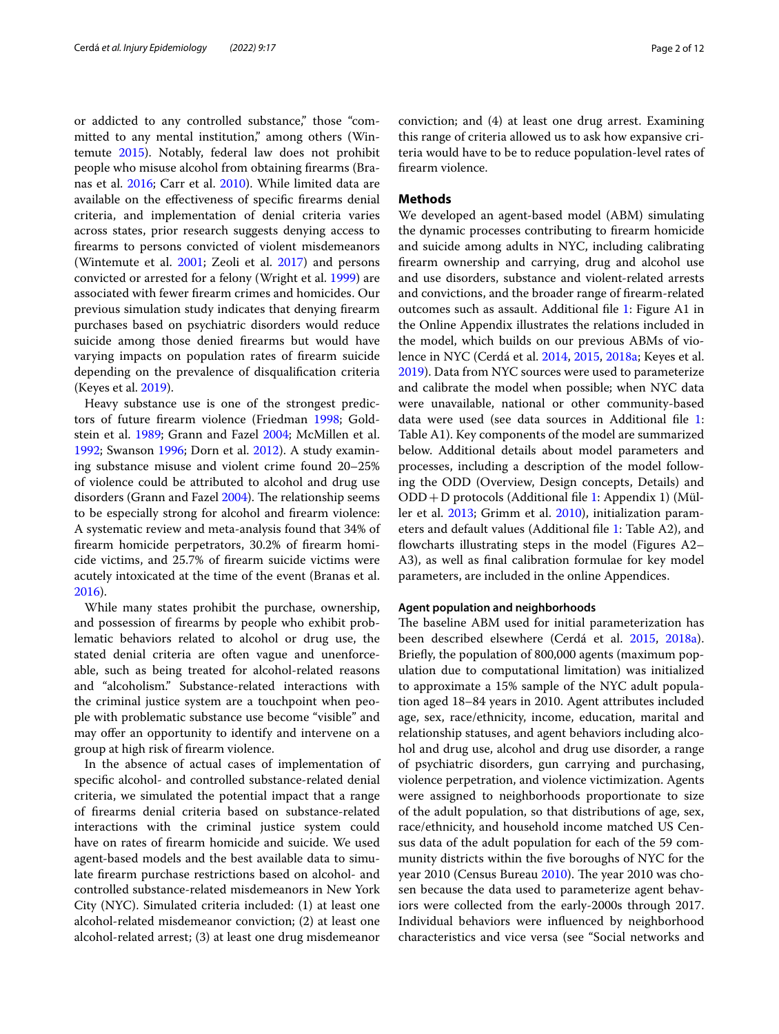or addicted to any controlled substance," those "committed to any mental institution," among others (Wintemute 2015). Notably, federal law does not prohibit people who misuse alcohol from obtaining firearms (Branas et al. 2016; Carr et al. 2010). While limited data are available on the effectiveness of specific firearms denial criteria, and implementation of denial criteria varies across states, prior research suggests denying access to firearms to persons convicted of violent misdemeanors (Wintemute et al. 2001; Zeoli et al. 2017) and persons convicted or arrested for a felony (Wright et al. 1999) are associated with fewer firearm crimes and homicides. Our previous simulation study indicates that denying firearm purchases based on psychiatric disorders would reduce suicide among those denied firearms but would have varying impacts on population rates of firearm suicide depending on the prevalence of disqualification criteria (Keyes et al. 2019).

Heavy substance use is one of the strongest predictors of future firearm violence (Friedman 1998; Goldstein et al. 1989; Grann and Fazel 2004; McMillen et al. 1992; Swanson 1996; Dorn et al. 2012). A study examining substance misuse and violent crime found 20–25% of violence could be attributed to alcohol and drug use disorders (Grann and Fazel 2004). The relationship seems to be especially strong for alcohol and firearm violence: A systematic review and meta-analysis found that 34% of firearm homicide perpetrators, 30.2% of firearm homicide victims, and 25.7% of firearm suicide victims were acutely intoxicated at the time of the event (Branas et al. 2016).

While many states prohibit the purchase, ownership, and possession of firearms by people who exhibit problematic behaviors related to alcohol or drug use, the stated denial criteria are often vague and unenforceable, such as being treated for alcohol-related reasons and "alcoholism." Substance-related interactions with the criminal justice system are a touchpoint when people with problematic substance use become "visible" and may offer an opportunity to identify and intervene on a group at high risk of firearm violence.

In the absence of actual cases of implementation of specific alcohol- and controlled substance-related denial criteria, we simulated the potential impact that a range of firearms denial criteria based on substance-related interactions with the criminal justice system could have on rates of firearm homicide and suicide. We used agent-based models and the best available data to simulate firearm purchase restrictions based on alcohol- and controlled substance-related misdemeanors in New York City (NYC). Simulated criteria included: (1) at least one alcohol-related misdemeanor conviction; (2) at least one alcohol-related arrest; (3) at least one drug misdemeanor conviction; and (4) at least one drug arrest. Examining this range of criteria allowed us to ask how expansive criteria would have to be to reduce population-level rates of firearm violence.

## Methods

We developed an agent-based model (ABM) simulating the dynamic processes contributing to firearm homicide and suicide among adults in NYC, including calibrating firearm ownership and carrying, drug and alcohol use and use disorders, substance and violent-related arrests and convictions, and the broader range of firearm-related outcomes such as assault. Additional file 1: Figure A1 in the Online Appendix illustrates the relations included in the model, which builds on our previous ABMs of violence in NYC (Cerdá et al. 2014, 2015, 2018a; Keyes et al. 2019). Data from NYC sources were used to parameterize and calibrate the model when possible; when NYC data were unavailable, national or other community-based data were used (see data sources in Additional file 1: Table A1). Key components of the model are summarized below. Additional details about model parameters and processes, including a description of the model following the ODD (Overview, Design concepts, Details) and ODD + D protocols (Additional file 1: Appendix 1) (Müller et al. 2013; Grimm et al. 2010), initialization parameters and default values (Additional file 1: Table A2), and flowcharts illustrating steps in the model (Figures A2–A3), as well as final calibration formulae for key model parameters, are included in the online Appendices.

### Agent population and neighborhoods

The baseline ABM used for initial parameterization has been described elsewhere (Cerdá et al. 2015, 2018a). Briefly, the population of 800,000 agents (maximum population due to computational limitation) was initialized to approximate a 15% sample of the NYC adult population aged 18–84 years in 2010. Agent attributes included age, sex, race/ethnicity, income, education, marital and relationship statuses, and agent behaviors including alcohol and drug use, alcohol and drug use disorder, a range of psychiatric disorders, gun carrying and purchasing, violence perpetration, and violence victimization. Agents were assigned to neighborhoods proportionate to size of the adult population, so that distributions of age, sex, race/ethnicity, and household income matched US Census data of the adult population for each of the 59 community districts within the five boroughs of NYC for the year 2010 (Census Bureau 2010). The year 2010 was chosen because the data used to parameterize agent behaviors were collected from the early-2000s through 2017. Individual behaviors were influenced by neighborhood characteristics and vice versa (see "Social networks and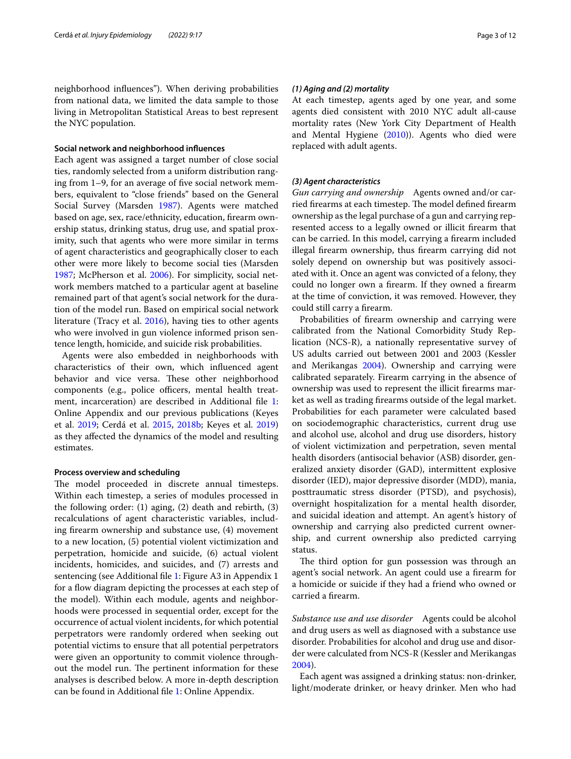neighborhood influences"). When deriving probabilities from national data, we limited the data sample to those living in Metropolitan Statistical Areas to best represent the NYC population.

#### Social network and neighborhood influences

Each agent was assigned a target number of close social ties, randomly selected from a uniform distribution ranging from 1–9, for an average of five social network members, equivalent to "close friends" based on the General Social Survey (Marsden 1987). Agents were matched based on age, sex, race/ethnicity, education, firearm ownership status, drinking status, drug use, and spatial proximity, such that agents who were more similar in terms of agent characteristics and geographically closer to each other were more likely to become social ties (Marsden 1987; McPherson et al. 2006). For simplicity, social network members matched to a particular agent at baseline remained part of that agent's social network for the duration of the model run. Based on empirical social network literature (Tracy et al. 2016), having ties to other agents who were involved in gun violence informed prison sentence length, homicide, and suicide risk probabilities.

Agents were also embedded in neighborhoods with characteristics of their own, which influenced agent behavior and vice versa. These other neighborhood components (e.g., police officers, mental health treatment, incarceration) are described in Additional file 1: Online Appendix and our previous publications (Keyes et al. 2019; Cerdá et al. 2015, 2018b; Keyes et al. 2019) as they affected the dynamics of the model and resulting estimates.

#### Process overview and scheduling

The model proceeded in discrete annual timesteps. Within each timestep, a series of modules processed in the following order: (1) aging, (2) death and rebirth, (3) recalculations of agent characteristic variables, including firearm ownership and substance use, (4) movement to a new location, (5) potential violent victimization and perpetration, homicide and suicide, (6) actual violent incidents, homicides, and suicides, and (7) arrests and sentencing (see Additional file 1: Figure A3 in Appendix 1 for a flow diagram depicting the processes at each step of the model). Within each module, agents and neighborhoods were processed in sequential order, except for the occurrence of actual violent incidents, for which potential perpetrators were randomly ordered when seeking out potential victims to ensure that all potential perpetrators were given an opportunity to commit violence throughout the model run. The pertinent information for these analyses is described below. A more in-depth description can be found in Additional file 1: Online Appendix.

#### *(1) Aging and (2) mortality*

At each timestep, agents aged by one year, and some agents died consistent with 2010 NYC adult all-cause mortality rates (New York City Department of Health and Mental Hygiene (2010)). Agents who died were replaced with adult agents.

#### *(3) Agent characteristics*

*Gun carrying and ownership* Agents owned and/or carried firearms at each timestep. The model defined firearm ownership as the legal purchase of a gun and carrying represented access to a legally owned or illicit firearm that can be carried. In this model, carrying a firearm included illegal firearm ownership, thus firearm carrying did not solely depend on ownership but was positively associated with it. Once an agent was convicted of a felony, they could no longer own a firearm. If they owned a firearm at the time of conviction, it was removed. However, they could still carry a firearm.

Probabilities of firearm ownership and carrying were calibrated from the National Comorbidity Study Replication (NCS-R), a nationally representative survey of US adults carried out between 2001 and 2003 (Kessler and Merikangas 2004). Ownership and carrying were calibrated separately. Firearm carrying in the absence of ownership was used to represent the illicit firearms market as well as trading firearms outside of the legal market. Probabilities for each parameter were calculated based on sociodemographic characteristics, current drug use and alcohol use, alcohol and drug use disorders, history of violent victimization and perpetration, seven mental health disorders (antisocial behavior (ASB) disorder, generalized anxiety disorder (GAD), intermittent explosive disorder (IED), major depressive disorder (MDD), mania, posttraumatic stress disorder (PTSD), and psychosis), overnight hospitalization for a mental health disorder, and suicidal ideation and attempt. An agent's history of ownership and carrying also predicted current ownership, and current ownership also predicted carrying status.

The third option for gun possession was through an agent's social network. An agent could use a firearm for a homicide or suicide if they had a friend who owned or carried a firearm.

*Substance use and use disorder* Agents could be alcohol and drug users as well as diagnosed with a substance use disorder. Probabilities for alcohol and drug use and disorder were calculated from NCS-R (Kessler and Merikangas 2004).

Each agent was assigned a drinking status: non-drinker, light/moderate drinker, or heavy drinker. Men who had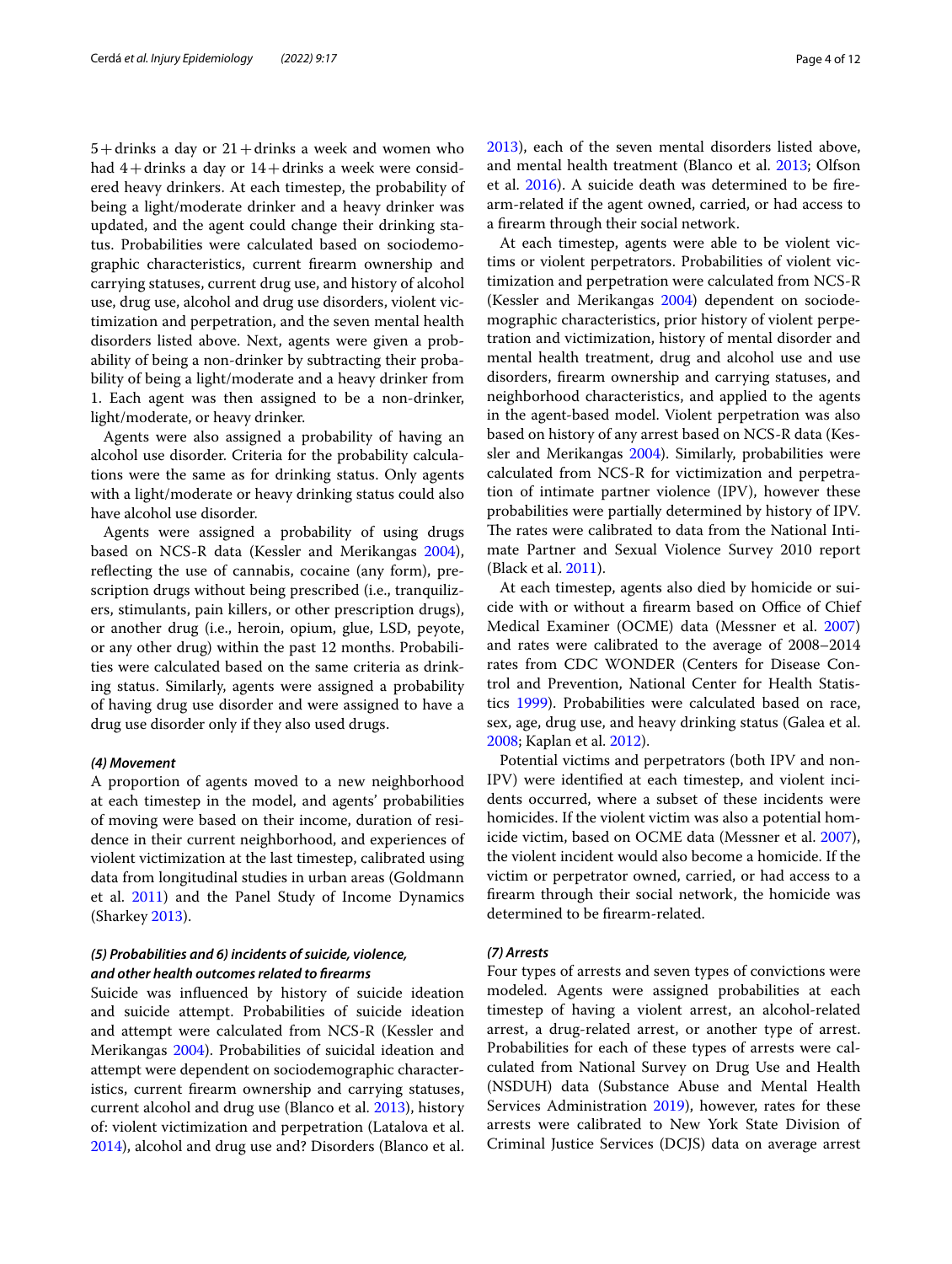5+drinks a day or 21+drinks a week and women who had 4+drinks a day or 14+drinks a week were considered heavy drinkers. At each timestep, the probability of being a light/moderate drinker and a heavy drinker was updated, and the agent could change their drinking status. Probabilities were calculated based on sociodemographic characteristics, current firearm ownership and carrying statuses, current drug use, and history of alcohol use, drug use, alcohol and drug use disorders, violent victimization and perpetration, and the seven mental health disorders listed above. Next, agents were given a probability of being a non-drinker by subtracting their probability of being a light/moderate and a heavy drinker from 1. Each agent was then assigned to be a non-drinker, light/moderate, or heavy drinker.

Agents were also assigned a probability of having an alcohol use disorder. Criteria for the probability calculations were the same as for drinking status. Only agents with a light/moderate or heavy drinking status could also have alcohol use disorder.

Agents were assigned a probability of using drugs based on NCS-R data (Kessler and Merikangas 2004), reflecting the use of cannabis, cocaine (any form), prescription drugs without being prescribed (i.e., tranquilizers, stimulants, pain killers, or other prescription drugs), or another drug (i.e., heroin, opium, glue, LSD, peyote, or any other drug) within the past 12 months. Probabilities were calculated based on the same criteria as drinking status. Similarly, agents were assigned a probability of having drug use disorder and were assigned to have a drug use disorder only if they also used drugs.

#### *(4) Movement*

A proportion of agents moved to a new neighborhood at each timestep in the model, and agents' probabilities of moving were based on their income, duration of residence in their current neighborhood, and experiences of violent victimization at the last timestep, calibrated using data from longitudinal studies in urban areas (Goldmann et al. 2011) and the Panel Study of Income Dynamics (Sharkey 2013).

#### *(5) Probabilities and 6) incidents of suicide, violence, and other health outcomes related to firearms*

Suicide was influenced by history of suicide ideation and suicide attempt. Probabilities of suicide ideation and attempt were calculated from NCS-R (Kessler and Merikangas 2004). Probabilities of suicidal ideation and attempt were dependent on sociodemographic characteristics, current firearm ownership and carrying statuses, current alcohol and drug use (Blanco et al. 2013), history of: violent victimization and perpetration (Latalova et al. 2014), alcohol and drug use and? Disorders (Blanco et al. 2013), each of the seven mental disorders listed above, and mental health treatment (Blanco et al. 2013; Olfson et al. 2016). A suicide death was determined to be firearm-related if the agent owned, carried, or had access to a firearm through their social network.

At each timestep, agents were able to be violent victims or violent perpetrators. Probabilities of violent victimization and perpetration were calculated from NCS-R (Kessler and Merikangas 2004) dependent on sociodemographic characteristics, prior history of violent perpetration and victimization, history of mental disorder and mental health treatment, drug and alcohol use and use disorders, firearm ownership and carrying statuses, and neighborhood characteristics, and applied to the agents in the agent-based model. Violent perpetration was also based on history of any arrest based on NCS-R data (Kessler and Merikangas 2004). Similarly, probabilities were calculated from NCS-R for victimization and perpetration of intimate partner violence (IPV), however these probabilities were partially determined by history of IPV. The rates were calibrated to data from the National Intimate Partner and Sexual Violence Survey 2010 report (Black et al. 2011).

At each timestep, agents also died by homicide or suicide with or without a firearm based on Office of Chief Medical Examiner (OCME) data (Messner et al. 2007) and rates were calibrated to the average of 2008–2014 rates from CDC WONDER (Centers for Disease Control and Prevention, National Center for Health Statistics 1999). Probabilities were calculated based on race, sex, age, drug use, and heavy drinking status (Galea et al. 2008; Kaplan et al. 2012).

Potential victims and perpetrators (both IPV and non-IPV) were identified at each timestep, and violent incidents occurred, where a subset of these incidents were homicides. If the violent victim was also a potential homicide victim, based on OCME data (Messner et al. 2007), the violent incident would also become a homicide. If the victim or perpetrator owned, carried, or had access to a firearm through their social network, the homicide was determined to be firearm-related.

#### *(7) Arrests*

Four types of arrests and seven types of convictions were modeled. Agents were assigned probabilities at each timestep of having a violent arrest, an alcohol-related arrest, a drug-related arrest, or another type of arrest. Probabilities for each of these types of arrests were calculated from National Survey on Drug Use and Health (NSDUH) data (Substance Abuse and Mental Health Services Administration 2019), however, rates for these arrests were calibrated to New York State Division of Criminal Justice Services (DCJS) data on average arrest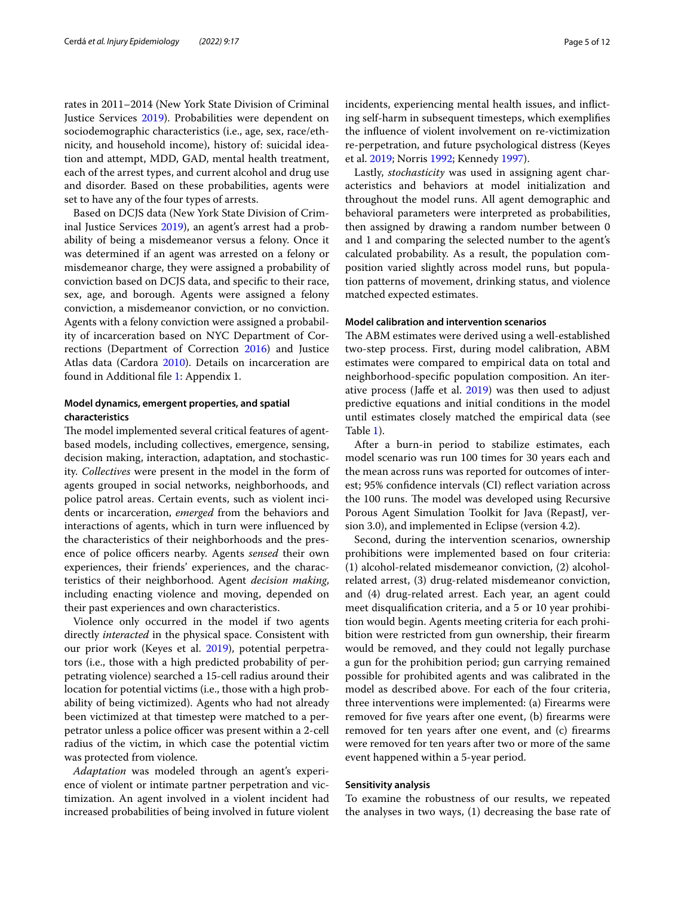rates in 2011–2014 (New York State Division of Criminal Justice Services 2019). Probabilities were dependent on sociodemographic characteristics (i.e., age, sex, race/ethnicity, and household income), history of: suicidal ideation and attempt, MDD, GAD, mental health treatment, each of the arrest types, and current alcohol and drug use and disorder. Based on these probabilities, agents were set to have any of the four types of arrests.

Based on DCJS data (New York State Division of Criminal Justice Services 2019), an agent's arrest had a probability of being a misdemeanor versus a felony. Once it was determined if an agent was arrested on a felony or misdemeanor charge, they were assigned a probability of conviction based on DCJS data, and specific to their race, sex, age, and borough. Agents were assigned a felony conviction, a misdemeanor conviction, or no conviction. Agents with a felony conviction were assigned a probability of incarceration based on NYC Department of Corrections (Department of Correction 2016) and Justice Atlas data (Cardora 2010). Details on incarceration are found in Additional file 1: Appendix 1.

### Model dynamics, emergent properties, and spatial characteristics

The model implemented several critical features of agent-based models, including collectives, emergence, sensing, decision making, interaction, adaptation, and stochasticity. *Collectives* were present in the model in the form of agents grouped in social networks, neighborhoods, and police patrol areas. Certain events, such as violent incidents or incarceration, *emerged* from the behaviors and interactions of agents, which in turn were influenced by the characteristics of their neighborhoods and the presence of police officers nearby. Agents *sensed* their own experiences, their friends' experiences, and the characteristics of their neighborhood. Agent *decision making*, including enacting violence and moving, depended on their past experiences and own characteristics.

Violence only occurred in the model if two agents directly *interacted* in the physical space. Consistent with our prior work (Keyes et al. 2019), potential perpetrators (i.e., those with a high predicted probability of perpetrating violence) searched a 15-cell radius around their location for potential victims (i.e., those with a high probability of being victimized). Agents who had not already been victimized at that timestep were matched to a perpetrator unless a police officer was present within a 2-cell radius of the victim, in which case the potential victim was protected from violence.

*Adaptation* was modeled through an agent's experience of violent or intimate partner perpetration and victimization. An agent involved in a violent incident had increased probabilities of being involved in future violent incidents, experiencing mental health issues, and inflicting self-harm in subsequent timesteps, which exemplifies the influence of violent involvement on re-victimization re-perpetration, and future psychological distress (Keyes et al. 2019; Norris 1992; Kennedy 1997).

Lastly, *stochasticity* was used in assigning agent characteristics and behaviors at model initialization and throughout the model runs. All agent demographic and behavioral parameters were interpreted as probabilities, then assigned by drawing a random number between 0 and 1 and comparing the selected number to the agent's calculated probability. As a result, the population composition varied slightly across model runs, but population patterns of movement, drinking status, and violence matched expected estimates.

### Model calibration and intervention scenarios

The ABM estimates were derived using a well-established two-step process. First, during model calibration, ABM estimates were compared to empirical data on total and neighborhood-specific population composition. An iterative process (Jaffe et al. 2019) was then used to adjust predictive equations and initial conditions in the model until estimates closely matched the empirical data (see Table 1).

After a burn-in period to stabilize estimates, each model scenario was run 100 times for 30 years each and the mean across runs was reported for outcomes of interest; 95% confidence intervals (CI) reflect variation across the 100 runs. The model was developed using Recursive Porous Agent Simulation Toolkit for Java (RepastJ, version 3.0), and implemented in Eclipse (version 4.2).

Second, during the intervention scenarios, ownership prohibitions were implemented based on four criteria: (1) alcohol-related misdemeanor conviction, (2) alcohol-related arrest, (3) drug-related misdemeanor conviction, and (4) drug-related arrest. Each year, an agent could meet disqualification criteria, and a 5 or 10 year prohibition would begin. Agents meeting criteria for each prohibition were restricted from gun ownership, their firearm would be removed, and they could not legally purchase a gun for the prohibition period; gun carrying remained possible for prohibited agents and was calibrated in the model as described above. For each of the four criteria, three interventions were implemented: (a) Firearms were removed for five years after one event, (b) firearms were removed for ten years after one event, and (c) firearms were removed for ten years after two or more of the same event happened within a 5-year period.

### Sensitivity analysis

To examine the robustness of our results, we repeated the analyses in two ways, (1) decreasing the base rate of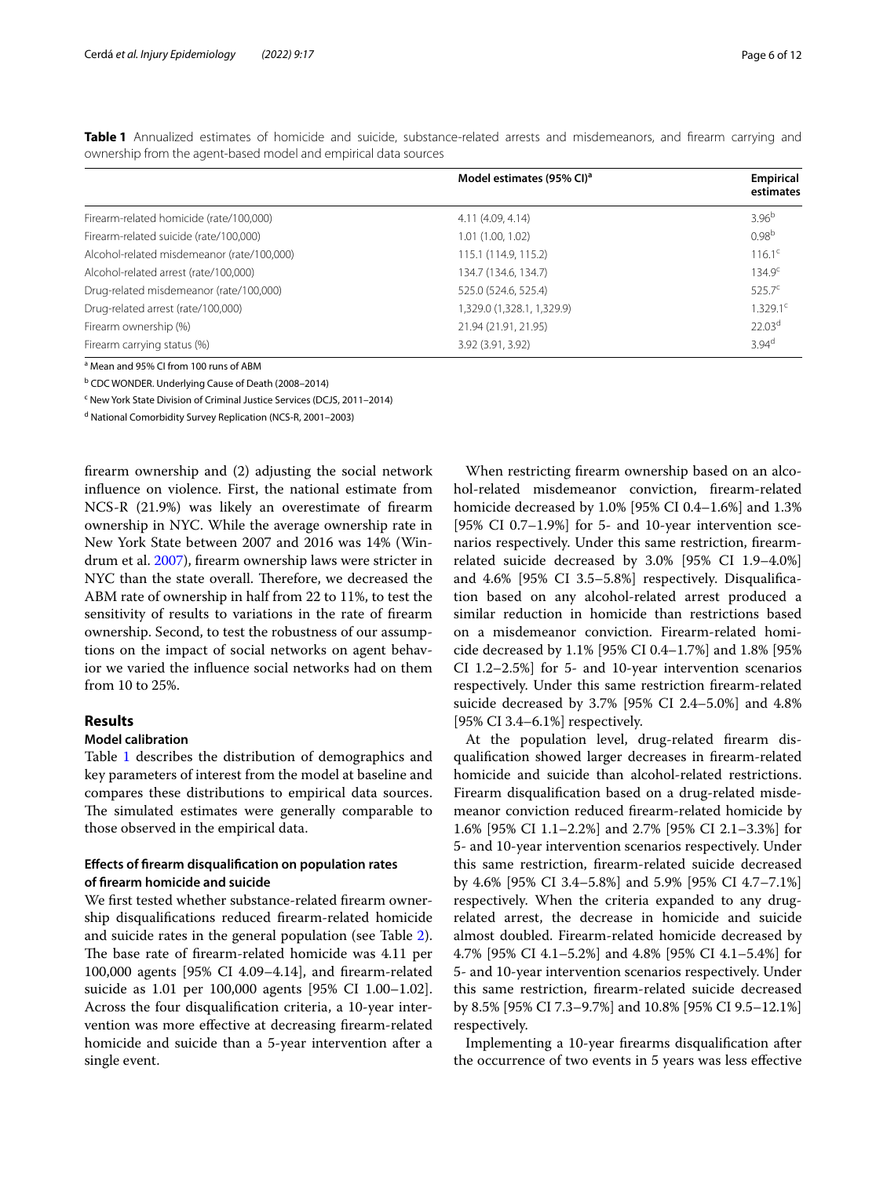**Table 1** Annualized estimates of homicide and suicide, substance-related arrests and misdemeanors, and firearm carrying and ownership from the agent-based model and empirical data sources

| | Model estimates (95% CI)[a] | Empirical estimates |
|---|---|---|
| Firearm-related homicide (rate/100,000) | 4.11 (4.09, 4.14) | 3.96[b] |
| Firearm-related suicide (rate/100,000) | 1.01 (1.00, 1.02) | 0.98[b] |
| Alcohol-related misdemeanor (rate/100,000) | 115.1 (114.9, 115.2) | 116.1[c] |
| Alcohol-related arrest (rate/100,000) | 134.7 (134.6, 134.7) | 134.9[c] |
| Drug-related misdemeanor (rate/100,000) | 525.0 (524.6, 525.4) | 525.7[c] |
| Drug-related arrest (rate/100,000) | 1,329.0 (1,328.1, 1,329.9) | 1,329.1[c] |
| Firearm ownership (%) | 21.94 (21.91, 21.95) | 22.03[d] |
| Firearm carrying status (%) | 3.92 (3.91, 3.92) | 3.94[d] |

[a] Mean and 95% CI from 100 runs of ABM

[b] CDC WONDER. Underlying Cause of Death (2008–2014)

[c] New York State Division of Criminal Justice Services (DCJS, 2011–2014)

[d] National Comorbidity Survey Replication (NCS-R, 2001–2003)

firearm ownership and (2) adjusting the social network influence on violence. First, the national estimate from NCS-R (21.9%) was likely an overestimate of firearm ownership in NYC. While the average ownership rate in New York State between 2007 and 2016 was 14% (Windrum et al. 2007), firearm ownership laws were stricter in NYC than the state overall. Therefore, we decreased the ABM rate of ownership in half from 22 to 11%, to test the sensitivity of results to variations in the rate of firearm ownership. Second, to test the robustness of our assumptions on the impact of social networks on agent behavior we varied the influence social networks had on them from 10 to 25%.

## Results

### Model calibration

Table 1 describes the distribution of demographics and key parameters of interest from the model at baseline and compares these distributions to empirical data sources. The simulated estimates were generally comparable to those observed in the empirical data.

### Effects of firearm disqualification on population rates of firearm homicide and suicide

We first tested whether substance-related firearm ownership disqualifications reduced firearm-related homicide and suicide rates in the general population (see Table 2). The base rate of firearm-related homicide was 4.11 per 100,000 agents [95% CI 4.09–4.14], and firearm-related suicide as 1.01 per 100,000 agents [95% CI 1.00–1.02]. Across the four disqualification criteria, a 10-year intervention was more effective at decreasing firearm-related homicide and suicide than a 5-year intervention after a single event.

When restricting firearm ownership based on an alcohol-related misdemeanor conviction, firearm-related homicide decreased by 1.0% [95% CI 0.4–1.6%] and 1.3% [95% CI 0.7–1.9%] for 5- and 10-year intervention scenarios respectively. Under this same restriction, firearm-related suicide decreased by 3.0% [95% CI 1.9–4.0%] and 4.6% [95% CI 3.5–5.8%] respectively. Disqualification based on any alcohol-related arrest produced a similar reduction in homicide than restrictions based on a misdemeanor conviction. Firearm-related homicide decreased by 1.1% [95% CI 0.4–1.7%] and 1.8% [95% CI 1.2–2.5%] for 5- and 10-year intervention scenarios respectively. Under this same restriction firearm-related suicide decreased by 3.7% [95% CI 2.4–5.0%] and 4.8% [95% CI 3.4–6.1%] respectively.

At the population level, drug-related firearm disqualification showed larger decreases in firearm-related homicide and suicide than alcohol-related restrictions. Firearm disqualification based on a drug-related misdemeanor conviction reduced firearm-related homicide by 1.6% [95% CI 1.1–2.2%] and 2.7% [95% CI 2.1–3.3%] for 5- and 10-year intervention scenarios respectively. Under this same restriction, firearm-related suicide decreased by 4.6% [95% CI 3.4–5.8%] and 5.9% [95% CI 4.7–7.1%] respectively. When the criteria expanded to any drug-related arrest, the decrease in homicide and suicide almost doubled. Firearm-related homicide decreased by 4.7% [95% CI 4.1–5.2%] and 4.8% [95% CI 4.1–5.4%] for 5- and 10-year intervention scenarios respectively. Under this same restriction, firearm-related suicide decreased by 8.5% [95% CI 7.3–9.7%] and 10.8% [95% CI 9.5–12.1%] respectively.

Implementing a 10-year firearms disqualification after the occurrence of two events in 5 years was less effective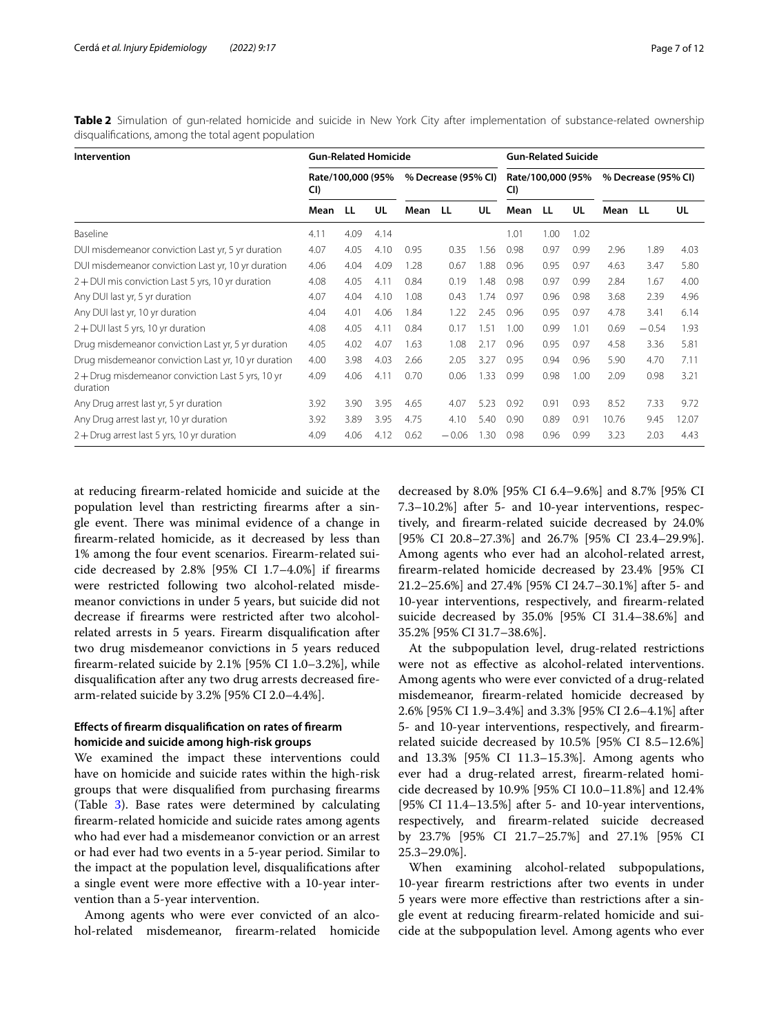**Table 2** Simulation of gun-related homicide and suicide in New York City after implementation of substance-related ownership disqualifications, among the total agent population

| Intervention | Gun-Related Homicide | | | | | | Gun-Related Suicide | | | | | |
|---|---|---|---|---|---|---|---|---|---|---|---|---|
| | Rate/100,000 (95% CI) | | | % Decrease (95% CI) | | | Rate/100,000 (95% CI) | | | % Decrease (95% CI) | | |
| | Mean | LL | UL | Mean | LL | UL | Mean | LL | UL | Mean | LL | UL |
| Baseline | 4.11 | 4.09 | 4.14 | | | | 1.01 | 1.00 | 1.02 | | | |
| DUI misdemeanor conviction Last yr, 5 yr duration | 4.07 | 4.05 | 4.10 | 0.95 | 0.35 | 1.56 | 0.98 | 0.97 | 0.99 | 2.96 | 1.89 | 4.03 |
| DUI misdemeanor conviction Last yr, 10 yr duration | 4.06 | 4.04 | 4.09 | 1.28 | 0.67 | 1.88 | 0.96 | 0.95 | 0.97 | 4.63 | 3.47 | 5.80 |
| 2 + DUI mis conviction Last 5 yrs, 10 yr duration | 4.08 | 4.05 | 4.11 | 0.84 | 0.19 | 1.48 | 0.98 | 0.97 | 0.99 | 2.84 | 1.67 | 4.00 |
| Any DUI last yr, 5 yr duration | 4.07 | 4.04 | 4.10 | 1.08 | 0.43 | 1.74 | 0.97 | 0.96 | 0.98 | 3.68 | 2.39 | 4.96 |
| Any DUI last yr, 10 yr duration | 4.04 | 4.01 | 4.06 | 1.84 | 1.22 | 2.45 | 0.96 | 0.95 | 0.97 | 4.78 | 3.41 | 6.14 |
| 2 + DUI last 5 yrs, 10 yr duration | 4.08 | 4.05 | 4.11 | 0.84 | 0.17 | 1.51 | 1.00 | 0.99 | 1.01 | 0.69 | −0.54 | 1.93 |
| Drug misdemeanor conviction Last yr, 5 yr duration | 4.05 | 4.02 | 4.07 | 1.63 | 1.08 | 2.17 | 0.96 | 0.95 | 0.97 | 4.58 | 3.36 | 5.81 |
| Drug misdemeanor conviction Last yr, 10 yr duration | 4.00 | 3.98 | 4.03 | 2.66 | 2.05 | 3.27 | 0.95 | 0.94 | 0.96 | 5.90 | 4.70 | 7.11 |
| 2 + Drug misdemeanor conviction Last 5 yrs, 10 yr duration | 4.09 | 4.06 | 4.11 | 0.70 | 0.06 | 1.33 | 0.99 | 0.98 | 1.00 | 2.09 | 0.98 | 3.21 |
| Any Drug arrest last yr, 5 yr duration | 3.92 | 3.90 | 3.95 | 4.65 | 4.07 | 5.23 | 0.92 | 0.91 | 0.93 | 8.52 | 7.33 | 9.72 |
| Any Drug arrest last yr, 10 yr duration | 3.92 | 3.89 | 3.95 | 4.75 | 4.10 | 5.40 | 0.90 | 0.89 | 0.91 | 10.76 | 9.45 | 12.07 |
| 2 + Drug arrest last 5 yrs, 10 yr duration | 4.09 | 4.06 | 4.12 | 0.62 | −0.06 | 1.30 | 0.98 | 0.96 | 0.99 | 3.23 | 2.03 | 4.43 |

at reducing firearm-related homicide and suicide at the population level than restricting firearms after a single event. There was minimal evidence of a change in firearm-related homicide, as it decreased by less than 1% among the four event scenarios. Firearm-related suicide decreased by 2.8% [95% CI 1.7–4.0%] if firearms were restricted following two alcohol-related misdemeanor convictions in under 5 years, but suicide did not decrease if firearms were restricted after two alcohol-related arrests in 5 years. Firearm disqualification after two drug misdemeanor convictions in 5 years reduced firearm-related suicide by 2.1% [95% CI 1.0–3.2%], while disqualification after any two drug arrests decreased firearm-related suicide by 3.2% [95% CI 2.0–4.4%].

### Effects of firearm disqualification on rates of firearm homicide and suicide among high-risk groups

We examined the impact these interventions could have on homicide and suicide rates within the high-risk groups that were disqualified from purchasing firearms (Table 3). Base rates were determined by calculating firearm-related homicide and suicide rates among agents who had ever had a misdemeanor conviction or an arrest or had ever had two events in a 5-year period. Similar to the impact at the population level, disqualifications after a single event were more effective with a 10-year intervention than a 5-year intervention.

Among agents who were ever convicted of an alcohol-related misdemeanor, firearm-related homicide decreased by 8.0% [95% CI 6.4–9.6%] and 8.7% [95% CI 7.3–10.2%] after 5- and 10-year interventions, respectively, and firearm-related suicide decreased by 24.0% [95% CI 20.8–27.3%] and 26.7% [95% CI 23.4–29.9%]. Among agents who ever had an alcohol-related arrest, firearm-related homicide decreased by 23.4% [95% CI 21.2–25.6%] and 27.4% [95% CI 24.7–30.1%] after 5- and 10-year interventions, respectively, and firearm-related suicide decreased by 35.0% [95% CI 31.4–38.6%] and 35.2% [95% CI 31.7–38.6%].

At the subpopulation level, drug-related restrictions were not as effective as alcohol-related interventions. Among agents who were ever convicted of a drug-related misdemeanor, firearm-related homicide decreased by 2.6% [95% CI 1.9–3.4%] and 3.3% [95% CI 2.6–4.1%] after 5- and 10-year interventions, respectively, and firearm-related suicide decreased by 10.5% [95% CI 8.5–12.6%] and 13.3% [95% CI 11.3–15.3%]. Among agents who ever had a drug-related arrest, firearm-related homicide decreased by 10.9% [95% CI 10.0–11.8%] and 12.4% [95% CI 11.4–13.5%] after 5- and 10-year interventions, respectively, and firearm-related suicide decreased by 23.7% [95% CI 21.7–25.7%] and 27.1% [95% CI 25.3–29.0%].

When examining alcohol-related subpopulations, 10-year firearm restrictions after two events in under 5 years were more effective than restrictions after a single event at reducing firearm-related homicide and suicide at the subpopulation level. Among agents who ever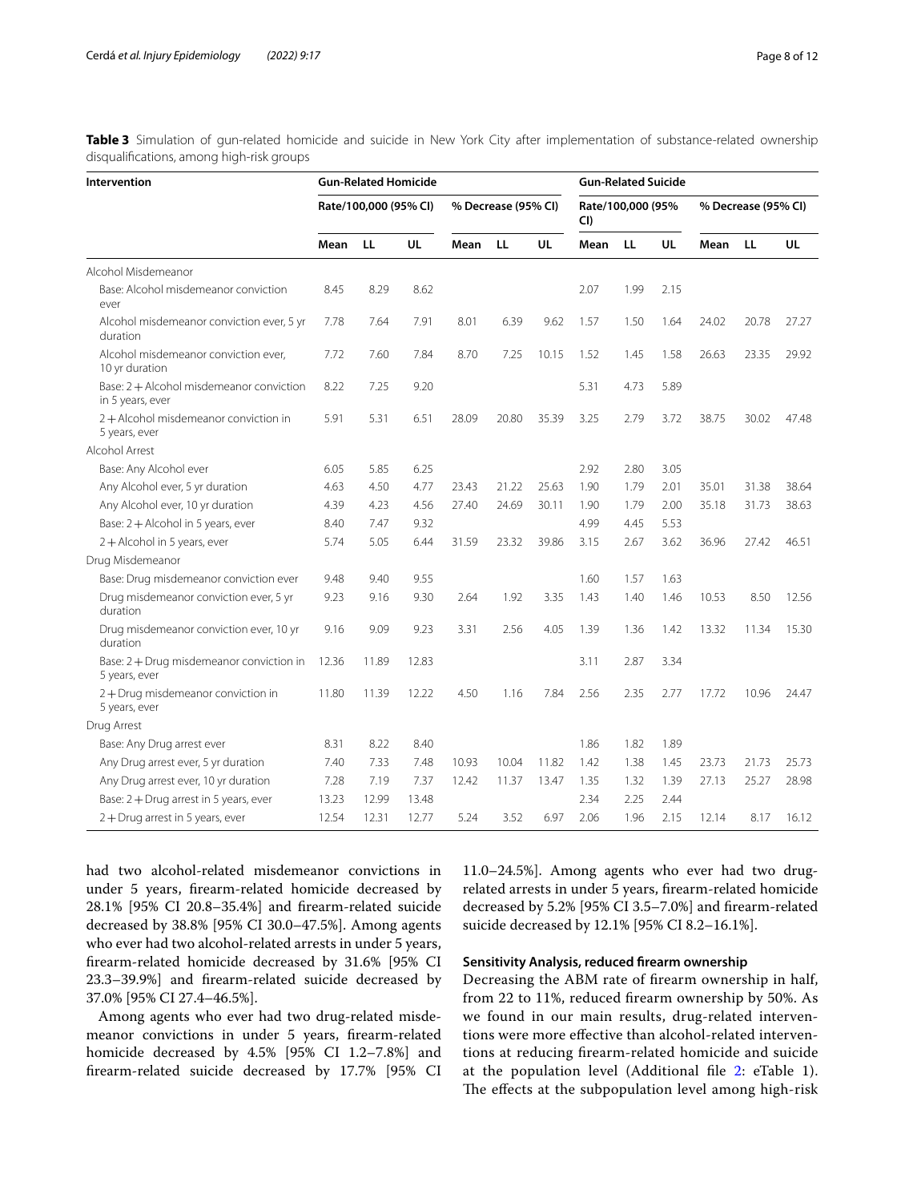**Table 3** Simulation of gun-related homicide and suicide in New York City after implementation of substance-related ownership disqualifications, among high-risk groups

| Intervention | Gun-Related Homicide | | | | | | Gun-Related Suicide | | | | | |
|---|---|---|---|---|---|---|---|---|---|---|---|---|
| | Rate/100,000 (95% CI) | | | % Decrease (95% CI) | | | Rate/100,000 (95% CI) | | | % Decrease (95% CI) | | |
| | Mean | LL | UL | Mean | LL | UL | Mean | LL | UL | Mean | LL | UL |
| Alcohol Misdemeanor | | | | | | | | | | | | |
| Base: Alcohol misdemeanor conviction ever | 8.45 | 8.29 | 8.62 | | | | 2.07 | 1.99 | 2.15 | | | |
| Alcohol misdemeanor conviction ever, 5 yr duration | 7.78 | 7.64 | 7.91 | 8.01 | 6.39 | 9.62 | 1.57 | 1.50 | 1.64 | 24.02 | 20.78 | 27.27 |
| Alcohol misdemeanor conviction ever, 10 yr duration | 7.72 | 7.60 | 7.84 | 8.70 | 7.25 | 10.15 | 1.52 | 1.45 | 1.58 | 26.63 | 23.35 | 29.92 |
| Base: 2 + Alcohol misdemeanor conviction in 5 years, ever | 8.22 | 7.25 | 9.20 | | | | 5.31 | 4.73 | 5.89 | | | |
| 2 + Alcohol misdemeanor conviction in 5 years, ever | 5.91 | 5.31 | 6.51 | 28.09 | 20.80 | 35.39 | 3.25 | 2.79 | 3.72 | 38.75 | 30.02 | 47.48 |
| Alcohol Arrest | | | | | | | | | | | | |
| Base: Any Alcohol ever | 6.05 | 5.85 | 6.25 | | | | 2.92 | 2.80 | 3.05 | | | |
| Any Alcohol ever, 5 yr duration | 4.63 | 4.50 | 4.77 | 23.43 | 21.22 | 25.63 | 1.90 | 1.79 | 2.01 | 35.01 | 31.38 | 38.64 |
| Any Alcohol ever, 10 yr duration | 4.39 | 4.23 | 4.56 | 27.40 | 24.69 | 30.11 | 1.90 | 1.79 | 2.00 | 35.18 | 31.73 | 38.63 |
| Base: 2 + Alcohol in 5 years, ever | 8.40 | 7.47 | 9.32 | | | | 4.99 | 4.45 | 5.53 | | | |
| 2 + Alcohol in 5 years, ever | 5.74 | 5.05 | 6.44 | 31.59 | 23.32 | 39.86 | 3.15 | 2.67 | 3.62 | 36.96 | 27.42 | 46.51 |
| Drug Misdemeanor | | | | | | | | | | | | |
| Base: Drug misdemeanor conviction ever | 9.48 | 9.40 | 9.55 | | | | 1.60 | 1.57 | 1.63 | | | |
| Drug misdemeanor conviction ever, 5 yr duration | 9.23 | 9.16 | 9.30 | 2.64 | 1.92 | 3.35 | 1.43 | 1.40 | 1.46 | 10.53 | 8.50 | 12.56 |
| Drug misdemeanor conviction ever, 10 yr duration | 9.16 | 9.09 | 9.23 | 3.31 | 2.56 | 4.05 | 1.39 | 1.36 | 1.42 | 13.32 | 11.34 | 15.30 |
| Base: 2 + Drug misdemeanor conviction in 5 years, ever | 12.36 | 11.89 | 12.83 | | | | 3.11 | 2.87 | 3.34 | | | |
| 2 + Drug misdemeanor conviction in 5 years, ever | 11.80 | 11.39 | 12.22 | 4.50 | 1.16 | 7.84 | 2.56 | 2.35 | 2.77 | 17.72 | 10.96 | 24.47 |
| Drug Arrest | | | | | | | | | | | | |
| Base: Any Drug arrest ever | 8.31 | 8.22 | 8.40 | | | | 1.86 | 1.82 | 1.89 | | | |
| Any Drug arrest ever, 5 yr duration | 7.40 | 7.33 | 7.48 | 10.93 | 10.04 | 11.82 | 1.42 | 1.38 | 1.45 | 23.73 | 21.73 | 25.73 |
| Any Drug arrest ever, 10 yr duration | 7.28 | 7.19 | 7.37 | 12.42 | 11.37 | 13.47 | 1.35 | 1.32 | 1.39 | 27.13 | 25.27 | 28.98 |
| Base: 2 + Drug arrest in 5 years, ever | 13.23 | 12.99 | 13.48 | | | | 2.34 | 2.25 | 2.44 | | | |
| 2 + Drug arrest in 5 years, ever | 12.54 | 12.31 | 12.77 | 5.24 | 3.52 | 6.97 | 2.06 | 1.96 | 2.15 | 12.14 | 8.17 | 16.12 |

had two alcohol-related misdemeanor convictions in under 5 years, firearm-related homicide decreased by 28.1% [95% CI 20.8–35.4%] and firearm-related suicide decreased by 38.8% [95% CI 30.0–47.5%]. Among agents who ever had two alcohol-related arrests in under 5 years, firearm-related homicide decreased by 31.6% [95% CI 23.3–39.9%] and firearm-related suicide decreased by 37.0% [95% CI 27.4–46.5%].

Among agents who ever had two drug-related misdemeanor convictions in under 5 years, firearm-related homicide decreased by 4.5% [95% CI 1.2–7.8%] and firearm-related suicide decreased by 17.7% [95% CI 11.0–24.5%]. Among agents who ever had two drug-related arrests in under 5 years, firearm-related homicide decreased by 5.2% [95% CI 3.5–7.0%] and firearm-related suicide decreased by 12.1% [95% CI 8.2–16.1%].

### Sensitivity Analysis, reduced firearm ownership

Decreasing the ABM rate of firearm ownership in half, from 22 to 11%, reduced firearm ownership by 50%. As we found in our main results, drug-related interventions were more effective than alcohol-related interventions at reducing firearm-related homicide and suicide at the population level (Additional file 2: eTable 1). The effects at the subpopulation level among high-risk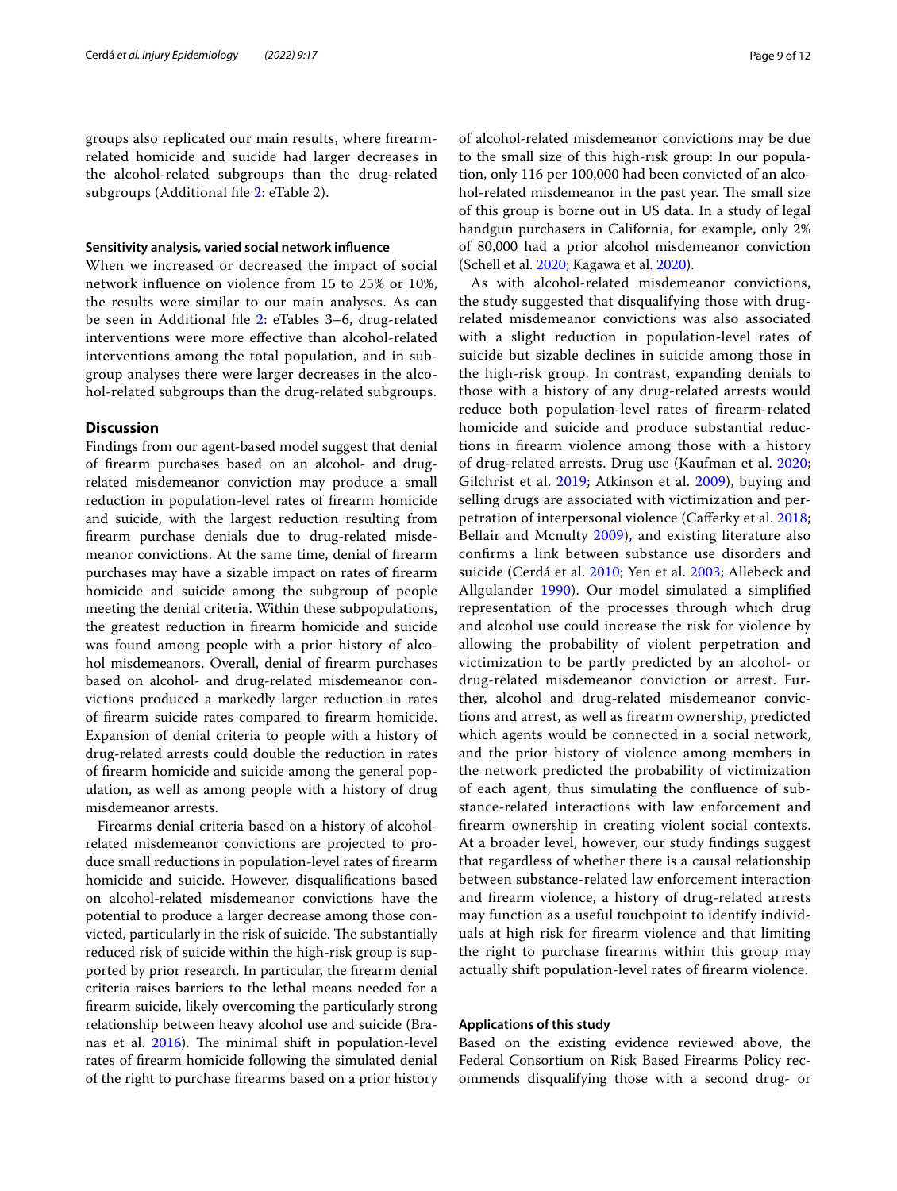groups also replicated our main results, where firearm-related homicide and suicide had larger decreases in the alcohol-related subgroups than the drug-related subgroups (Additional file 2: eTable 2).

#### Sensitivity analysis, varied social network influence

When we increased or decreased the impact of social network influence on violence from 15 to 25% or 10%, the results were similar to our main analyses. As can be seen in Additional file 2: eTables 3–6, drug-related interventions were more effective than alcohol-related interventions among the total population, and in subgroup analyses there were larger decreases in the alcohol-related subgroups than the drug-related subgroups.

## Discussion

Findings from our agent-based model suggest that denial of firearm purchases based on an alcohol- and drug-related misdemeanor conviction may produce a small reduction in population-level rates of firearm homicide and suicide, with the largest reduction resulting from firearm purchase denials due to drug-related misdemeanor convictions. At the same time, denial of firearm purchases may have a sizable impact on rates of firearm homicide and suicide among the subgroup of people meeting the denial criteria. Within these subpopulations, the greatest reduction in firearm homicide and suicide was found among people with a prior history of alcohol misdemeanors. Overall, denial of firearm purchases based on alcohol- and drug-related misdemeanor convictions produced a markedly larger reduction in rates of firearm suicide rates compared to firearm homicide. Expansion of denial criteria to people with a history of drug-related arrests could double the reduction in rates of firearm homicide and suicide among the general population, as well as among people with a history of drug misdemeanor arrests.

Firearms denial criteria based on a history of alcohol-related misdemeanor convictions are projected to produce small reductions in population-level rates of firearm homicide and suicide. However, disqualifications based on alcohol-related misdemeanor convictions have the potential to produce a larger decrease among those convicted, particularly in the risk of suicide. The substantially reduced risk of suicide within the high-risk group is supported by prior research. In particular, the firearm denial criteria raises barriers to the lethal means needed for a firearm suicide, likely overcoming the particularly strong relationship between heavy alcohol use and suicide (Branas et al. 2016). The minimal shift in population-level rates of firearm homicide following the simulated denial of the right to purchase firearms based on a prior history of alcohol-related misdemeanor convictions may be due to the small size of this high-risk group: In our population, only 116 per 100,000 had been convicted of an alcohol-related misdemeanor in the past year. The small size of this group is borne out in US data. In a study of legal handgun purchasers in California, for example, only 2% of 80,000 had a prior alcohol misdemeanor conviction (Schell et al. 2020; Kagawa et al. 2020).

As with alcohol-related misdemeanor convictions, the study suggested that disqualifying those with drug-related misdemeanor convictions was also associated with a slight reduction in population-level rates of suicide but sizable declines in suicide among those in the high-risk group. In contrast, expanding denials to those with a history of any drug-related arrests would reduce both population-level rates of firearm-related homicide and suicide and produce substantial reductions in firearm violence among those with a history of drug-related arrests. Drug use (Kaufman et al. 2020; Gilchrist et al. 2019; Atkinson et al. 2009), buying and selling drugs are associated with victimization and perpetration of interpersonal violence (Cafferky et al. 2018; Bellair and Mcnulty 2009), and existing literature also confirms a link between substance use disorders and suicide (Cerdá et al. 2010; Yen et al. 2003; Allebeck and Allgulander 1990). Our model simulated a simplified representation of the processes through which drug and alcohol use could increase the risk for violence by allowing the probability of violent perpetration and victimization to be partly predicted by an alcohol- or drug-related misdemeanor conviction or arrest. Further, alcohol and drug-related misdemeanor convictions and arrest, as well as firearm ownership, predicted which agents would be connected in a social network, and the prior history of violence among members in the network predicted the probability of victimization of each agent, thus simulating the confluence of substance-related interactions with law enforcement and firearm ownership in creating violent social contexts. At a broader level, however, our study findings suggest that regardless of whether there is a causal relationship between substance-related law enforcement interaction and firearm violence, a history of drug-related arrests may function as a useful touchpoint to identify individuals at high risk for firearm violence and that limiting the right to purchase firearms within this group may actually shift population-level rates of firearm violence.

#### Applications of this study

Based on the existing evidence reviewed above, the Federal Consortium on Risk Based Firearms Policy recommends disqualifying those with a second drug- or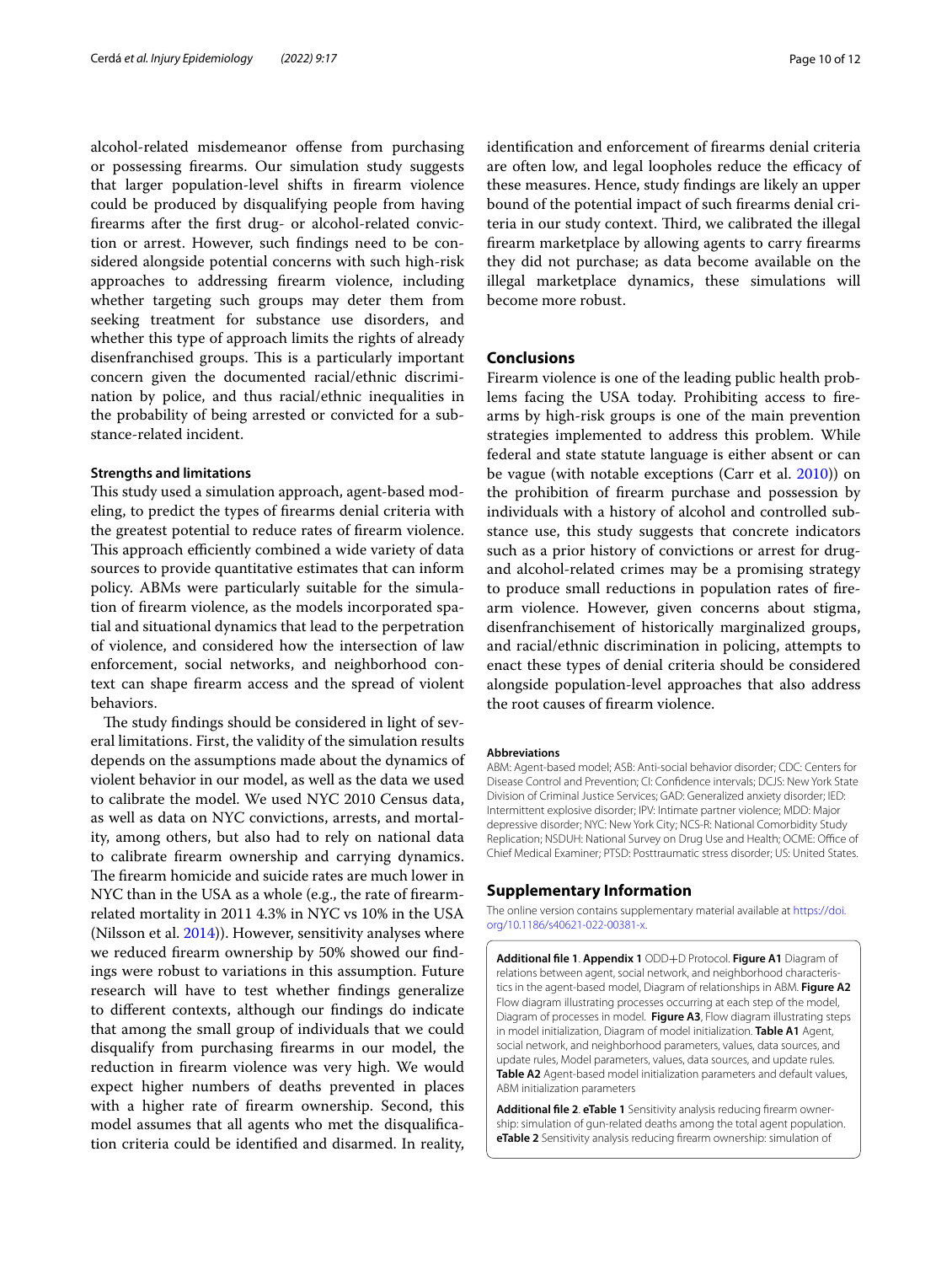alcohol-related misdemeanor offense from purchasing or possessing firearms. Our simulation study suggests that larger population-level shifts in firearm violence could be produced by disqualifying people from having firearms after the first drug- or alcohol-related conviction or arrest. However, such findings need to be considered alongside potential concerns with such high-risk approaches to addressing firearm violence, including whether targeting such groups may deter them from seeking treatment for substance use disorders, and whether this type of approach limits the rights of already disenfranchised groups. This is a particularly important concern given the documented racial/ethnic discrimination by police, and thus racial/ethnic inequalities in the probability of being arrested or convicted for a substance-related incident.

### Strengths and limitations

This study used a simulation approach, agent-based modeling, to predict the types of firearms denial criteria with the greatest potential to reduce rates of firearm violence. This approach efficiently combined a wide variety of data sources to provide quantitative estimates that can inform policy. ABMs were particularly suitable for the simulation of firearm violence, as the models incorporated spatial and situational dynamics that lead to the perpetration of violence, and considered how the intersection of law enforcement, social networks, and neighborhood context can shape firearm access and the spread of violent behaviors.

The study findings should be considered in light of several limitations. First, the validity of the simulation results depends on the assumptions made about the dynamics of violent behavior in our model, as well as the data we used to calibrate the model. We used NYC 2010 Census data, as well as data on NYC convictions, arrests, and mortality, among others, but also had to rely on national data to calibrate firearm ownership and carrying dynamics. The firearm homicide and suicide rates are much lower in NYC than in the USA as a whole (e.g., the rate of firearm-related mortality in 2011 4.3% in NYC vs 10% in the USA (Nilsson et al. 2014)). However, sensitivity analyses where we reduced firearm ownership by 50% showed our findings were robust to variations in this assumption. Future research will have to test whether findings generalize to different contexts, although our findings do indicate that among the small group of individuals that we could disqualify from purchasing firearms in our model, the reduction in firearm violence was very high. We would expect higher numbers of deaths prevented in places with a higher rate of firearm ownership. Second, this model assumes that all agents who met the disqualification criteria could be identified and disarmed. In reality, identification and enforcement of firearms denial criteria are often low, and legal loopholes reduce the efficacy of these measures. Hence, study findings are likely an upper bound of the potential impact of such firearms denial criteria in our study context. Third, we calibrated the illegal firearm marketplace by allowing agents to carry firearms they did not purchase; as data become available on the illegal marketplace dynamics, these simulations will become more robust.

## Conclusions

Firearm violence is one of the leading public health problems facing the USA today. Prohibiting access to firearms by high-risk groups is one of the main prevention strategies implemented to address this problem. While federal and state statute language is either absent or can be vague (with notable exceptions (Carr et al. 2010)) on the prohibition of firearm purchase and possession by individuals with a history of alcohol and controlled substance use, this study suggests that concrete indicators such as a prior history of convictions or arrest for drug- and alcohol-related crimes may be a promising strategy to produce small reductions in population rates of firearm violence. However, given concerns about stigma, disenfranchisement of historically marginalized groups, and racial/ethnic discrimination in policing, attempts to enact these types of denial criteria should be considered alongside population-level approaches that also address the root causes of firearm violence.

#### Abbreviations

ABM: Agent-based model; ASB: Anti-social behavior disorder; CDC: Centers for Disease Control and Prevention; CI: Confidence intervals; DCJS: New York State Division of Criminal Justice Services; GAD: Generalized anxiety disorder; IED: Intermittent explosive disorder; IPV: Intimate partner violence; MDD: Major depressive disorder; NYC: New York City; NCS-R: National Comorbidity Study Replication; NSDUH: National Survey on Drug Use and Health; OCME: Office of Chief Medical Examiner; PTSD: Posttraumatic stress disorder; US: United States.

## Supplementary Information

The online version contains supplementary material available at https://doi.org/10.1186/s40621-022-00381-x.

**Additional file 1**. **Appendix 1** ODD+D Protocol. **Figure A1** Diagram of relations between agent, social network, and neighborhood characteristics in the agent-based model, Diagram of relationships in ABM. **Figure A2** Flow diagram illustrating processes occurring at each step of the model, Diagram of processes in model. **Figure A3**, Flow diagram illustrating steps in model initialization, Diagram of model initialization. **Table A1** Agent, social network, and neighborhood parameters, values, data sources, and update rules, Model parameters, values, data sources, and update rules. **Table A2** Agent-based model initialization parameters and default values, ABM initialization parameters

**Additional file 2**. **eTable 1** Sensitivity analysis reducing firearm ownership: simulation of gun-related deaths among the total agent population. **eTable 2** Sensitivity analysis reducing firearm ownership: simulation of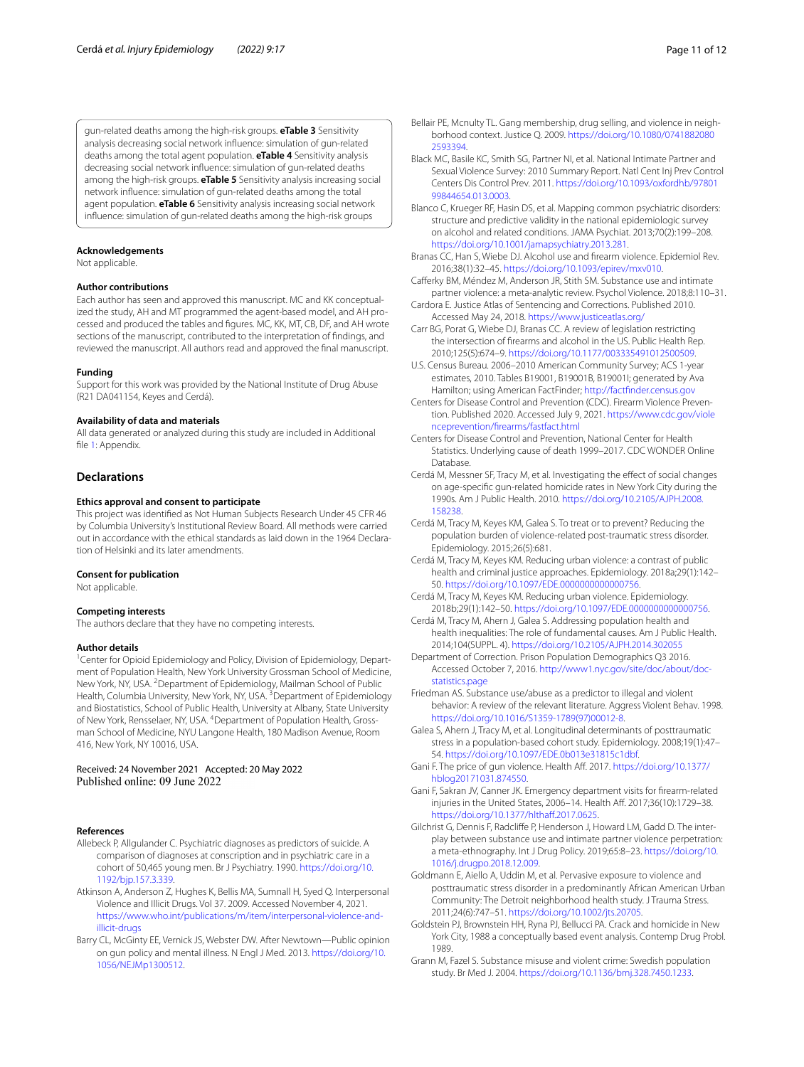gun-related deaths among the high-risk groups. **eTable 3** Sensitivity analysis decreasing social network influence: simulation of gun-related deaths among the total agent population. **eTable 4** Sensitivity analysis decreasing social network influence: simulation of gun-related deaths among the high-risk groups. **eTable 5** Sensitivity analysis increasing social network influence: simulation of gun-related deaths among the total agent population. **eTable 6** Sensitivity analysis increasing social network influence: simulation of gun-related deaths among the high-risk groups

#### Acknowledgements

Not applicable.

#### Author contributions

Each author has seen and approved this manuscript. MC and KK conceptualized the study, AH and MT programmed the agent-based model, and AH processed and produced the tables and figures. MC, KK, MT, CB, DF, and AH wrote sections of the manuscript, contributed to the interpretation of findings, and reviewed the manuscript. All authors read and approved the final manuscript.

#### Funding

Support for this work was provided by the National Institute of Drug Abuse (R21 DA041154, Keyes and Cerdá).

#### Availability of data and materials

All data generated or analyzed during this study are included in Additional file 1: Appendix.

## Declarations

#### Ethics approval and consent to participate

This project was identified as Not Human Subjects Research Under 45 CFR 46 by Columbia University's Institutional Review Board. All methods were carried out in accordance with the ethical standards as laid down in the 1964 Declaration of Helsinki and its later amendments.

#### Consent for publication

Not applicable.

#### Competing interests

The authors declare that they have no competing interests.

#### Author details

[1]Center for Opioid Epidemiology and Policy, Division of Epidemiology, Department of Population Health, New York University Grossman School of Medicine, New York, NY, USA. [2]Department of Epidemiology, Mailman School of Public Health, Columbia University, New York, NY, USA. [3]Department of Epidemiology and Biostatistics, School of Public Health, University at Albany, State University of New York, Rensselaer, NY, USA. [4]Department of Population Health, Grossman School of Medicine, NYU Langone Health, 180 Madison Avenue, Room 416, New York, NY 10016, USA.

Received: 24 November 2021 Accepted: 20 May 2022
Published online: 09 June 2022

#### References

Allebeck P, Allgulander C. Psychiatric diagnoses as predictors of suicide. A comparison of diagnoses at conscription and in psychiatric care in a cohort of 50,465 young men. Br J Psychiatry. 1990. https://doi.org/10.1192/bjp.157.3.339.

Atkinson A, Anderson Z, Hughes K, Bellis MA, Sumnall H, Syed Q. Interpersonal Violence and Illicit Drugs. Vol 37. 2009. Accessed November 4, 2021. https://www.who.int/publications/m/item/interpersonal-violence-and-illicit-drugs

Barry CL, McGinty EE, Vernick JS, Webster DW. After Newtown—Public opinion on gun policy and mental illness. N Engl J Med. 2013. https://doi.org/10.1056/NEJMp1300512.

Bellair PE, Mcnulty TL. Gang membership, drug selling, and violence in neighborhood context. Justice Q. 2009. https://doi.org/10.1080/07418820802593394.

Black MC, Basile KC, Smith SG, Partner NI, et al. National Intimate Partner and Sexual Violence Survey: 2010 Summary Report. Natl Cent Inj Prev Control Centers Dis Control Prev. 2011. https://doi.org/10.1093/oxfordhb/9780199844654.013.0003.

Blanco C, Krueger RF, Hasin DS, et al. Mapping common psychiatric disorders: structure and predictive validity in the national epidemiologic survey on alcohol and related conditions. JAMA Psychiat. 2013;70(2):199–208. https://doi.org/10.1001/jamapsychiatry.2013.281.

Branas CC, Han S, Wiebe DJ. Alcohol use and firearm violence. Epidemiol Rev. 2016;38(1):32–45. https://doi.org/10.1093/epirev/mxv010.

Cafferky BM, Méndez M, Anderson JR, Stith SM. Substance use and intimate partner violence: a meta-analytic review. Psychol Violence. 2018;8:110–31.

Cardora E. Justice Atlas of Sentencing and Corrections. Published 2010. Accessed May 24, 2018. https://www.justiceatlas.org/

Carr BG, Porat G, Wiebe DJ, Branas CC. A review of legislation restricting the intersection of firearms and alcohol in the US. Public Health Rep. 2010;125(5):674–9. https://doi.org/10.1177/003335491012500509.

U.S. Census Bureau. 2006–2010 American Community Survey; ACS 1-year estimates, 2010. Tables B19001, B19001B, B19001I; generated by Ava Hamilton; using American FactFinder; http://factfinder.census.gov

Centers for Disease Control and Prevention (CDC). Firearm Violence Prevention. Published 2020. Accessed July 9, 2021. https://www.cdc.gov/violenceprevention/firearms/fastfact.html

Centers for Disease Control and Prevention, National Center for Health Statistics. Underlying cause of death 1999–2017. CDC WONDER Online Database.

Cerdá M, Messner SF, Tracy M, et al. Investigating the effect of social changes on age-specific gun-related homicide rates in New York City during the 1990s. Am J Public Health. 2010. https://doi.org/10.2105/AJPH.2008.158238.

Cerdá M, Tracy M, Keyes KM, Galea S. To treat or to prevent? Reducing the population burden of violence-related post-traumatic stress disorder. Epidemiology. 2015;26(5):681.

Cerdá M, Tracy M, Keyes KM. Reducing urban violence: a contrast of public health and criminal justice approaches. Epidemiology. 2018a;29(1):142–50. https://doi.org/10.1097/EDE.0000000000000756.

Cerdá M, Tracy M, Keyes KM. Reducing urban violence. Epidemiology. 2018b;29(1):142–50. https://doi.org/10.1097/EDE.0000000000000756.

Cerdá M, Tracy M, Ahern J, Galea S. Addressing population health and health inequalities: The role of fundamental causes. Am J Public Health. 2014;104(SUPPL. 4). https://doi.org/10.2105/AJPH.2014.302055

Department of Correction. Prison Population Demographics Q3 2016. Accessed October 7, 2016. http://www1.nyc.gov/site/doc/about/doc-statistics.page

Friedman AS. Substance use/abuse as a predictor to illegal and violent behavior: A review of the relevant literature. Aggress Violent Behav. 1998. https://doi.org/10.1016/S1359-1789(97)00012-8.

Galea S, Ahern J, Tracy M, et al. Longitudinal determinants of posttraumatic stress in a population-based cohort study. Epidemiology. 2008;19(1):47–54. https://doi.org/10.1097/EDE.0b013e31815c1dbf.

Gani F. The price of gun violence. Health Aff. 2017. https://doi.org/10.1377/hblog20171031.874550.

Gani F, Sakran JV, Canner JK. Emergency department visits for firearm-related injuries in the United States, 2006–14. Health Aff. 2017;36(10):1729–38. https://doi.org/10.1377/hlthaff.2017.0625.

Gilchrist G, Dennis F, Radcliffe P, Henderson J, Howard LM, Gadd D. The interplay between substance use and intimate partner violence perpetration: a meta-ethnography. Int J Drug Policy. 2019;65:8–23. https://doi.org/10.1016/j.drugpo.2018.12.009.

Goldmann E, Aiello A, Uddin M, et al. Pervasive exposure to violence and posttraumatic stress disorder in a predominantly African American Urban Community: The Detroit neighborhood health study. J Trauma Stress. 2011;24(6):747–51. https://doi.org/10.1002/jts.20705.

Goldstein PJ, Brownstein HH, Ryna PJ, Bellucci PA. Crack and homicide in New York City, 1988 a conceptually based event analysis. Contemp Drug Probl. 1989.

Grann M, Fazel S. Substance misuse and violent crime: Swedish population study. Br Med J. 2004. https://doi.org/10.1136/bmj.328.7450.1233.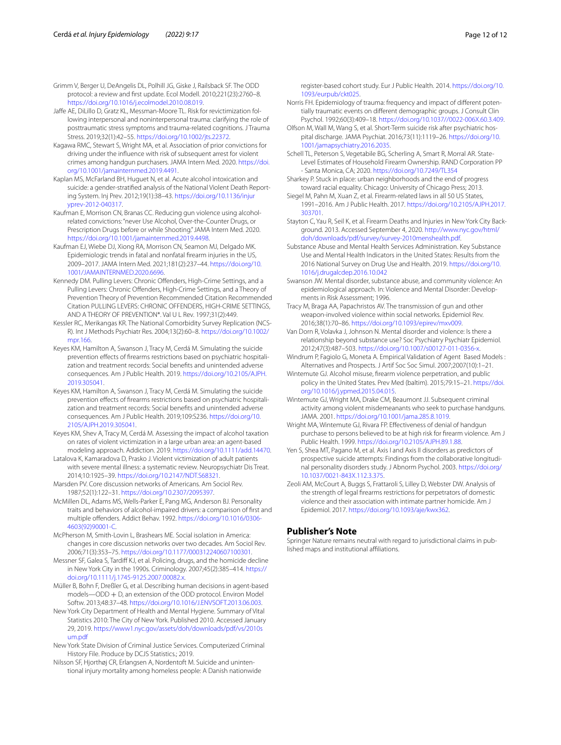Grimm V, Berger U, DeAngelis DL, Polhill JG, Giske J, Railsback SF. The ODD protocol: a review and first update. Ecol Modell. 2010;221(23):2760–8. https://doi.org/10.1016/j.ecolmodel.2010.08.019.

Jaffe AE, DiLillo D, Gratz KL, Messman-Moore TL. Risk for revictimization following interpersonal and noninterpersonal trauma: clarifying the role of posttraumatic stress symptoms and trauma-related cognitions. J Trauma Stress. 2019;32(1):42–55. https://doi.org/10.1002/jts.22372.

Kagawa RMC, Stewart S, Wright MA, et al. Association of prior convictions for driving under the influence with risk of subsequent arrest for violent crimes among handgun purchasers. JAMA Intern Med. 2020. https://doi.org/10.1001/jamainternmed.2019.4491.

Kaplan MS, McFarland BH, Huguet N, et al. Acute alcohol intoxication and suicide: a gender-stratified analysis of the National Violent Death Reporting System. Inj Prev. 2012;19(1):38–43. https://doi.org/10.1136/injuryprev-2012-040317.

Kaufman E, Morrison CN, Branas CC. Reducing gun violence using alcohol-related convictions: "never Use Alcohol, Over-the-Counter Drugs, or Prescription Drugs before or while Shooting." JAMA Intern Med. 2020. https://doi.org/10.1001/jamainternmed.2019.4498.

Kaufman EJ, Wiebe DJ, Xiong RA, Morrison CN, Seamon MJ, Delgado MK. Epidemiologic trends in fatal and nonfatal firearm injuries in the US, 2009–2017. JAMA Intern Med. 2021;181(2):237–44. https://doi.org/10.1001/JAMAINTERNMED.2020.6696.

Kennedy DM. Pulling Levers: Chronic Offenders, High-Crime Settings, and a Pulling Levers: Chronic Offenders, High-Crime Settings, and a Theory of Prevention Theory of Prevention Recommended Citation Recommended Citation PULLING LEVERS: CHRONIC OFFENDERS, HIGH-CRIME SETTINGS, AND A THEORY OF PREVENTION*. Val U L Rev. 1997;31(2):449.

Kessler RC, Merikangas KR. The National Comorbidity Survey Replication (NCS-R). Int J Methods Psychiatr Res. 2004;13(2):60–8. https://doi.org/10.1002/mpr.166.

Keyes KM, Hamilton A, Swanson J, Tracy M, Cerdá M. Simulating the suicide prevention effects of firearms restrictions based on psychiatric hospitalization and treatment records: Social benefits and unintended adverse consequences. Am J Public Health. 2019. https://doi.org/10.2105/AJPH.2019.305041.

Keyes KM, Hamilton A, Swanson J, Tracy M, Cerdá M. Simulating the suicide prevention effects of firearms restrictions based on psychiatric hospitalization and treatment records: Social benefits and unintended adverse consequences. Am J Public Health. 2019;109:S236. https://doi.org/10.2105/AJPH.2019.305041.

Keyes KM, Shev A, Tracy M, Cerdá M. Assessing the impact of alcohol taxation on rates of violent victimization in a large urban area: an agent-based modeling approach. Addiction. 2019. https://doi.org/10.1111/add.14470.

Latalova K, Kamaradova D, Prasko J. Violent victimization of adult patients with severe mental illness: a systematic review. Neuropsychiatr Dis Treat. 2014;10:1925–39. https://doi.org/10.2147/NDT.S68321.

Marsden PV. Core discussion networks of Americans. Am Sociol Rev. 1987;52(1):122–31. https://doi.org/10.2307/2095397.

McMillen DL, Adams MS, Wells-Parker E, Pang MG, Anderson BJ. Personality traits and behaviors of alcohol-impaired drivers: a comparison of first and multiple offenders. Addict Behav. 1992. https://doi.org/10.1016/0306-4603(92)90001-C.

McPherson M, Smith-Lovin L, Brashears ME. Social isolation in America: changes in core discussion networks over two decades. Am Sociol Rev. 2006;71(3):353–75. https://doi.org/10.1177/000312240607100301.

Messner SF, Galea S, Tardiff KJ, et al. Policing, drugs, and the homicide decline in New York City in the 1990s. Criminology. 2007;45(2):385–414. https://doi.org/10.1111/j.1745-9125.2007.00082.x.

Müller B, Bohn F, Dreßler G, et al. Describing human decisions in agent-based models—ODD + D, an extension of the ODD protocol. Environ Model Softw. 2013;48:37–48. https://doi.org/10.1016/J.ENVSOFT.2013.06.003.

New York City Department of Health and Mental Hygiene. Summary of Vital Statistics 2010: The City of New York. Published 2010. Accessed January 29, 2019. https://www1.nyc.gov/assets/doh/downloads/pdf/vs/2010sum.pdf

New York State Division of Criminal Justice Services. Computerized Criminal History File. Produce by DCJS Statistics.; 2019.

Nilsson SF, Hjorthøj CR, Erlangsen A, Nordentoft M. Suicide and unintentional injury mortality among homeless people: A Danish nationwide register-based cohort study. Eur J Public Health. 2014. https://doi.org/10.1093/eurpub/ckt025.

Norris FH. Epidemiology of trauma: frequency and impact of different potentially traumatic events on different demographic groups. J Consult Clin Psychol. 1992;60(3):409–18. https://doi.org/10.1037//0022-006X.60.3.409.

Olfson M, Wall M, Wang S, et al. Short-Term suicide risk after psychiatric hospital discharge. JAMA Psychiat. 2016;73(11):1119–26. https://doi.org/10.1001/jamapsychiatry.2016.2035.

Schell TL, Peterson S, Vegetabile BG, Scherling A, Smart R, Morral AR. State-Level Estimates of Household Firearm Ownership. RAND Corporation PP - Santa Monica, CA; 2020. https://doi.org/10.7249/TL354

Sharkey P. Stuck in place: urban neighborhoods and the end of progress toward racial equality. Chicago: University of Chicago Press; 2013.

Siegel M, Pahn M, Xuan Z, et al. Firearm-related laws in all 50 US States, 1991–2016. Am J Public Health. 2017. https://doi.org/10.2105/AJPH.2017.303701.

Stayton C, Yau R, Seil K, et al. Firearm Deaths and Injuries in New York City Background. 2013. Accessed September 4, 2020. http://www.nyc.gov/html/doh/downloads/pdf/survey/survey-2010menshealth.pdf.

Substance Abuse and Mental Health Services Administration. Key Substance Use and Mental Health Indicators in the United States: Results from the 2016 National Survey on Drug Use and Health. 2019. https://doi.org/10.1016/j.drugalcdep.2016.10.042

Swanson JW. Mental disorder, substance abuse, and community violence: An epidemiological approach. In: Violence and Mental Disorder: Developments in Risk Assessment; 1996.

Tracy M, Braga AA, Papachristos AV. The transmission of gun and other weapon-involved violence within social networks. Epidemiol Rev. 2016;38(1):70–86. https://doi.org/10.1093/epirev/mxv009.

Van Dorn R, Volavka J, Johnson N. Mental disorder and violence: Is there a relationship beyond substance use? Soc Psychiatry Psychiatr Epidemiol. 2012;47(3):487–503. https://doi.org/10.1007/s00127-011-0356-x.

Windrum P, Fagiolo G, Moneta A. Empirical Validation of Agent Based Models : Alternatives and Prospects. J Artif Soc Soc Simul. 2007;2007(10):1–21.

Wintemute GJ. Alcohol misuse, firearm violence perpetration, and public policy in the United States. Prev Med (baltim). 2015;79:15–21. https://doi.org/10.1016/j.ypmed.2015.04.015.

Wintemute GJ, Wright MA, Drake CM, Beaumont JJ. Subsequent criminal activity among violent misdemeanants who seek to purchase handguns. JAMA. 2001. https://doi.org/10.1001/jama.285.8.1019.

Wright MA, Wintemute GJ, Rivara FP. Effectiveness of denial of handgun purchase to persons believed to be at high risk for firearm violence. Am J Public Health. 1999. https://doi.org/10.2105/AJPH.89.1.88.

Yen S, Shea MT, Pagano M, et al. Axis I and Axis II disorders as predictors of prospective suicide attempts: Findings from the collaborative longitudinal personality disorders study. J Abnorm Psychol. 2003. https://doi.org/10.1037/0021-843X.112.3.375.

Zeoli AM, McCourt A, Buggs S, Frattaroli S, Lilley D, Webster DW. Analysis of the strength of legal firearms restrictions for perpetrators of domestic violence and their association with intimate partner homicide. Am J Epidemiol. 2017. https://doi.org/10.1093/aje/kwx362.

## Publisher's Note

Springer Nature remains neutral with regard to jurisdictional claims in published maps and institutional affiliations.